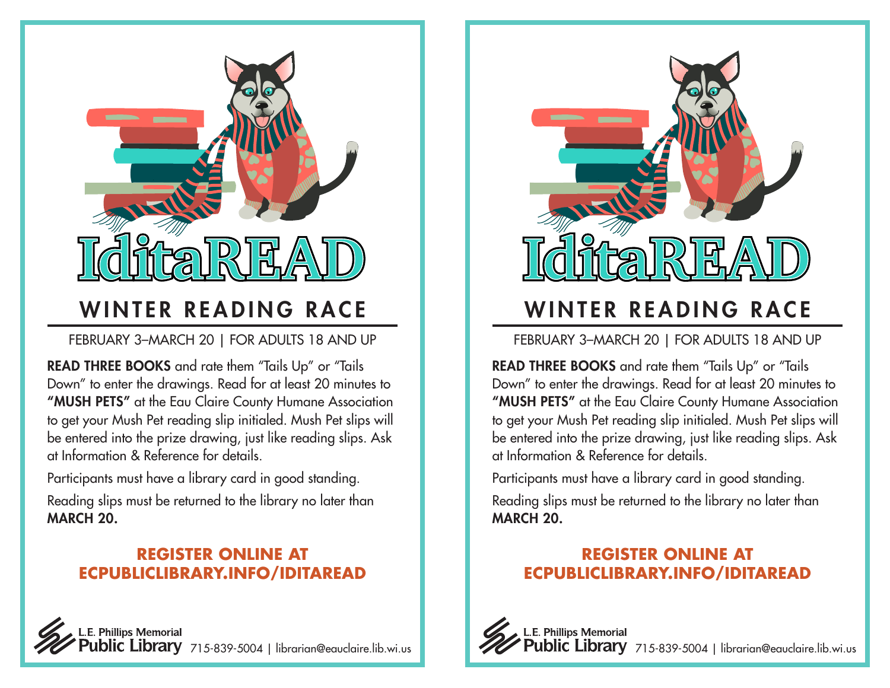# IditaREAD

## WINTER READING RACE

FEBRUARY 3–MARCH 20 | FOR ADULTS 18 AND UP

**READ THREE BOOKS** and rate them "Tails Up" or "Tails Down" to enter the drawings. Read for at least 20 minutes to **"MUSH PETS"** at the Eau Claire County Humane Association to get your Mush Pet reading slip initialed. Mush Pet slips will be entered into the prize drawing, just like reading slips. Ask at Information & Reference for details.

Participants must have a library card in good standing.

Reading slips must be returned to the library no later than **MARCH 20.**

**REGISTER ONLINE AT ECPUBLICLIBRARY.INFO/IDITAREAD**

L.E. Phillips Memorial Public Library 715-839-5004 | librarian@eauclaire.lib.wi.us

# IditaREAD

## WINTER READING RACE

FEBRUARY 3–MARCH 20 | FOR ADULTS 18 AND UP

**READ THREE BOOKS** and rate them "Tails Up" or "Tails Down" to enter the drawings. Read for at least 20 minutes to **"MUSH PETS"** at the Eau Claire County Humane Association to get your Mush Pet reading slip initialed. Mush Pet slips will be entered into the prize drawing, just like reading slips. Ask at Information & Reference for details.

Participants must have a library card in good standing.

Reading slips must be returned to the library no later than **MARCH 20.**

**REGISTER ONLINE AT ECPUBLICLIBRARY.INFO/IDITAREAD**

L.E. Phillips Memorial Public Library 715-839-5004 | librarian@eauclaire.lib.wi.us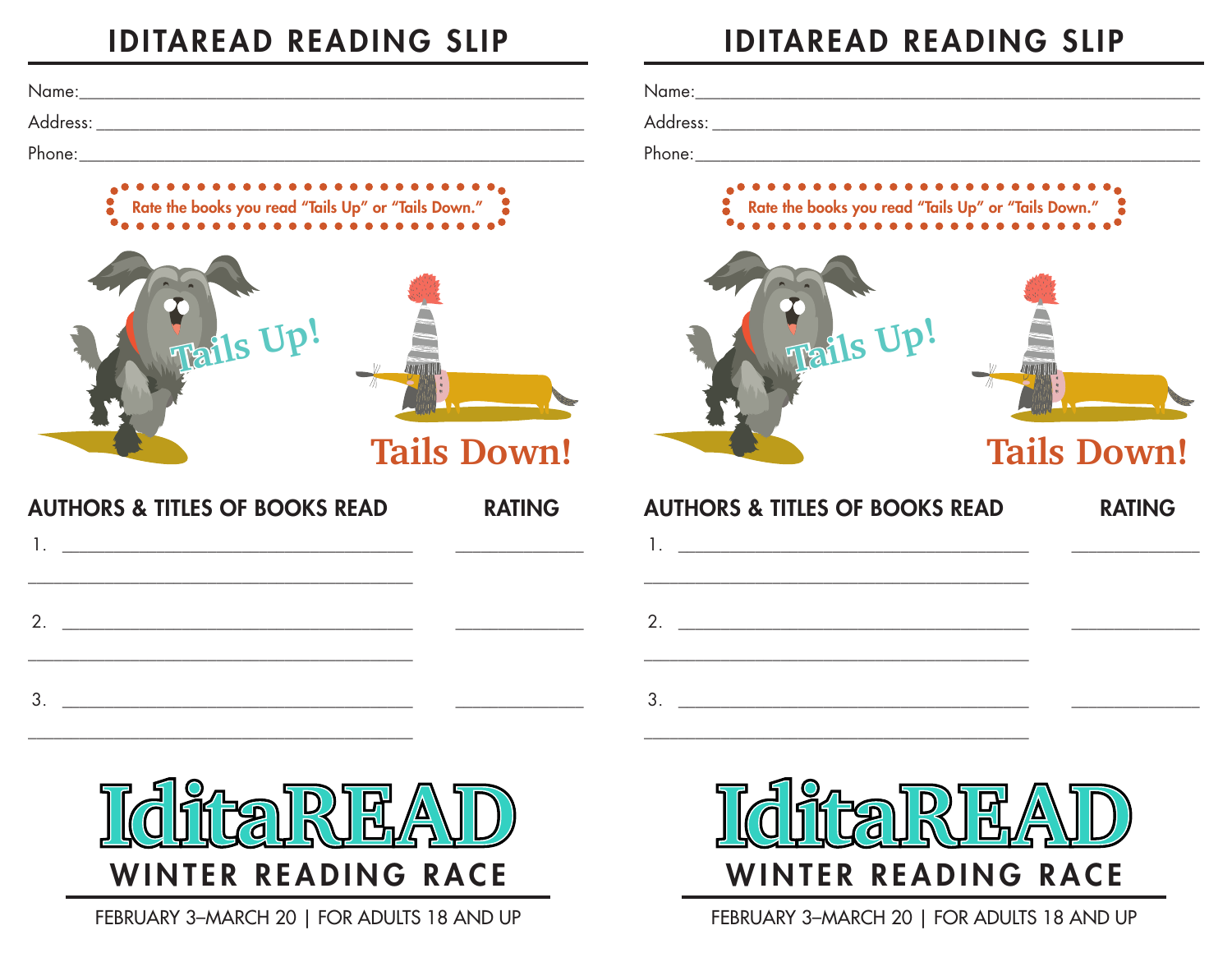## IDITAREAD READING SLIP

Name:\_\_\_\_\_\_\_\_\_\_\_\_\_\_\_\_\_\_\_\_\_\_\_\_\_\_\_\_\_\_\_\_\_\_\_\_\_\_\_\_

Address:\_\_\_\_\_\_\_\_\_\_\_\_\_\_\_\_\_\_\_\_\_\_\_\_\_\_\_\_\_\_\_\_\_\_\_\_\_\_

Phone:\_\_\_\_\_\_\_\_\_\_\_\_\_\_\_\_\_\_\_\_\_\_\_\_\_\_\_\_\_\_\_\_\_\_\_\_\_\_\_\_

Rate the books you read "Tails Up" or "Tails Down."

Tails Up!

Tails Down!

| AUTHORS & TITLES OF BOOKS READ | RATING |
|---|---|
| 1. \_\_\_\_\_\_\_\_\_\_\_\_\_\_\_\_\_\_\_\_\_\_\_\_\_\_\_\_\_\_ | \_\_\_\_\_\_\_\_\_\_ |
| 2. \_\_\_\_\_\_\_\_\_\_\_\_\_\_\_\_\_\_\_\_\_\_\_\_\_\_\_\_\_\_ | \_\_\_\_\_\_\_\_\_\_ |
| 3. \_\_\_\_\_\_\_\_\_\_\_\_\_\_\_\_\_\_\_\_\_\_\_\_\_\_\_\_\_\_ | \_\_\_\_\_\_\_\_\_\_ |

# IditaREAD

WINTER READING RACE

FEBRUARY 3–MARCH 20 | FOR ADULTS 18 AND UP

## IDITAREAD READING SLIP

Name:\_\_\_\_\_\_\_\_\_\_\_\_\_\_\_\_\_\_\_\_\_\_\_\_\_\_\_\_\_\_\_\_\_\_\_\_\_\_\_\_

Address:\_\_\_\_\_\_\_\_\_\_\_\_\_\_\_\_\_\_\_\_\_\_\_\_\_\_\_\_\_\_\_\_\_\_\_\_\_\_

Phone:\_\_\_\_\_\_\_\_\_\_\_\_\_\_\_\_\_\_\_\_\_\_\_\_\_\_\_\_\_\_\_\_\_\_\_\_\_\_\_\_

Rate the books you read "Tails Up" or "Tails Down."

Tails Up!

Tails Down!

| AUTHORS & TITLES OF BOOKS READ | RATING |
|---|---|
| 1. \_\_\_\_\_\_\_\_\_\_\_\_\_\_\_\_\_\_\_\_\_\_\_\_\_\_\_\_\_\_ | \_\_\_\_\_\_\_\_\_\_ |
| 2. \_\_\_\_\_\_\_\_\_\_\_\_\_\_\_\_\_\_\_\_\_\_\_\_\_\_\_\_\_\_ | \_\_\_\_\_\_\_\_\_\_ |
| 3. \_\_\_\_\_\_\_\_\_\_\_\_\_\_\_\_\_\_\_\_\_\_\_\_\_\_\_\_\_\_ | \_\_\_\_\_\_\_\_\_\_ |

# IditaREAD

WINTER READING RACE

FEBRUARY 3–MARCH 20 | FOR ADULTS 18 AND UP